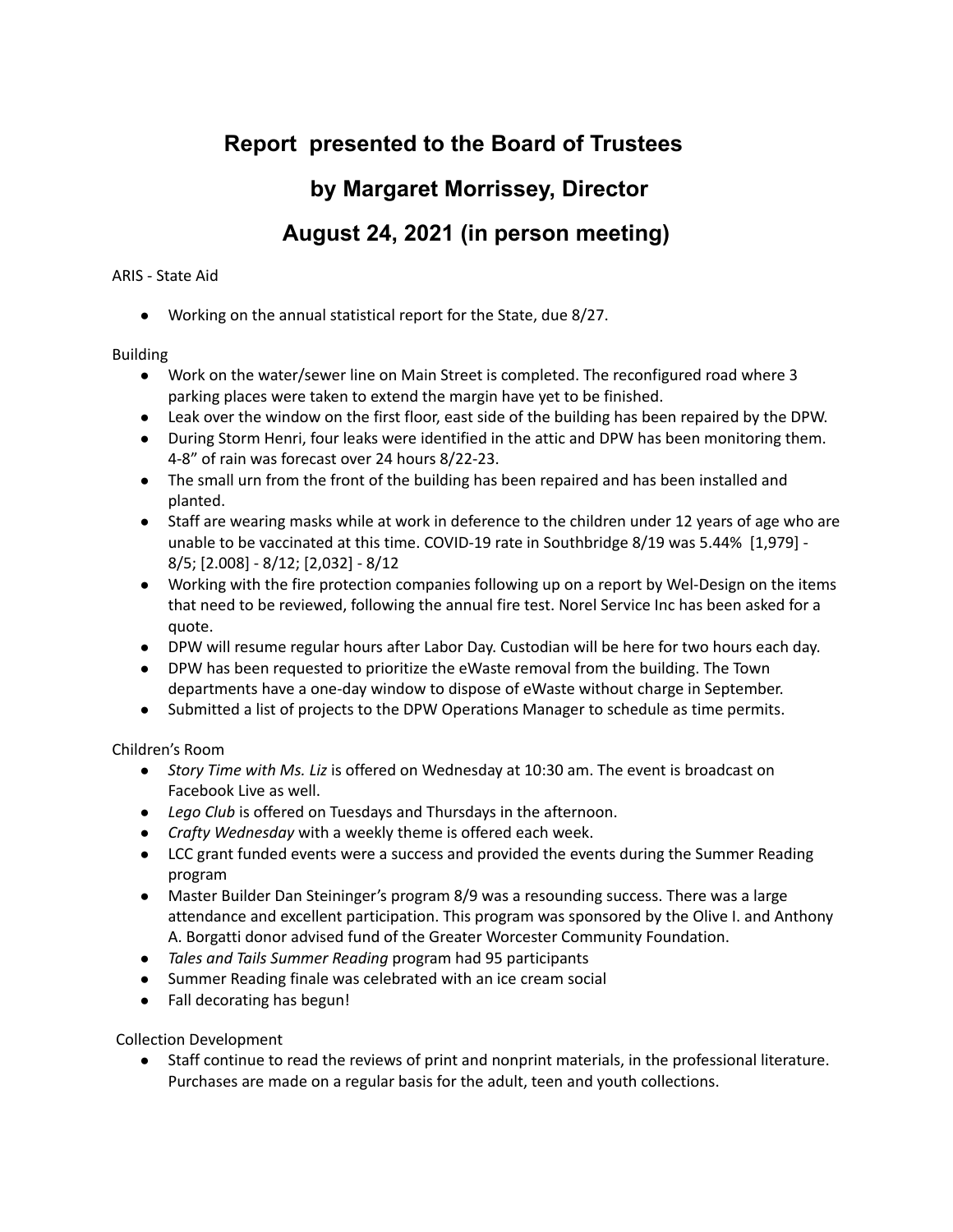# Report presented to the Board of Trustees

## by Margaret Morrissey, Director

## August 24, 2021 (in person meeting)

ARIS - State Aid

- Working on the annual statistical report for the State, due 8/27.

Building

- Work on the water/sewer line on Main Street is completed. The reconfigured road where 3 parking places were taken to extend the margin have yet to be finished.
- Leak over the window on the first floor, east side of the building has been repaired by the DPW.
- During Storm Henri, four leaks were identified in the attic and DPW has been monitoring them. 4-8" of rain was forecast over 24 hours 8/22-23.
- The small urn from the front of the building has been repaired and has been installed and planted.
- Staff are wearing masks while at work in deference to the children under 12 years of age who are unable to be vaccinated at this time. COVID-19 rate in Southbridge 8/19 was 5.44% [1,979] - 8/5; [2.008] - 8/12; [2,032] - 8/12
- Working with the fire protection companies following up on a report by Wel-Design on the items that need to be reviewed, following the annual fire test. Norel Service Inc has been asked for a quote.
- DPW will resume regular hours after Labor Day. Custodian will be here for two hours each day.
- DPW has been requested to prioritize the eWaste removal from the building. The Town departments have a one-day window to dispose of eWaste without charge in September.
- Submitted a list of projects to the DPW Operations Manager to schedule as time permits.

Children's Room

- *Story Time with Ms. Liz* is offered on Wednesday at 10:30 am. The event is broadcast on Facebook Live as well.
- *Lego Club* is offered on Tuesdays and Thursdays in the afternoon.
- *Crafty Wednesday* with a weekly theme is offered each week.
- LCC grant funded events were a success and provided the events during the Summer Reading program
- Master Builder Dan Steininger's program 8/9 was a resounding success. There was a large attendance and excellent participation. This program was sponsored by the Olive I. and Anthony A. Borgatti donor advised fund of the Greater Worcester Community Foundation.
- *Tales and Tails Summer Reading* program had 95 participants
- Summer Reading finale was celebrated with an ice cream social
- Fall decorating has begun!

Collection Development

- Staff continue to read the reviews of print and nonprint materials, in the professional literature. Purchases are made on a regular basis for the adult, teen and youth collections.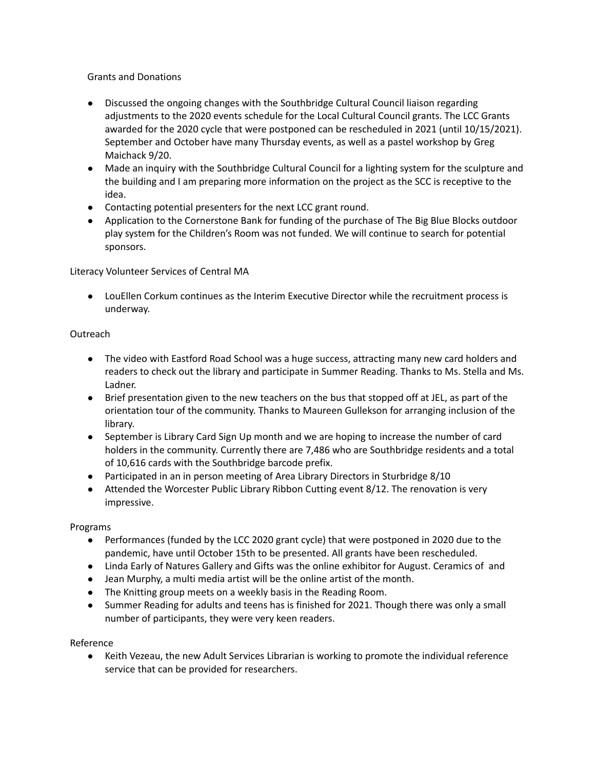Grants and Donations

- Discussed the ongoing changes with the Southbridge Cultural Council liaison regarding adjustments to the 2020 events schedule for the Local Cultural Council grants. The LCC Grants awarded for the 2020 cycle that were postponed can be rescheduled in 2021 (until 10/15/2021). September and October have many Thursday events, as well as a pastel workshop by Greg Maichack 9/20.
- Made an inquiry with the Southbridge Cultural Council for a lighting system for the sculpture and the building and I am preparing more information on the project as the SCC is receptive to the idea.
- Contacting potential presenters for the next LCC grant round.
- Application to the Cornerstone Bank for funding of the purchase of The Big Blue Blocks outdoor play system for the Children's Room was not funded. We will continue to search for potential sponsors.

Literacy Volunteer Services of Central MA

- LouEllen Corkum continues as the Interim Executive Director while the recruitment process is underway.

Outreach

- The video with Eastford Road School was a huge success, attracting many new card holders and readers to check out the library and participate in Summer Reading. Thanks to Ms. Stella and Ms. Ladner.
- Brief presentation given to the new teachers on the bus that stopped off at JEL, as part of the orientation tour of the community. Thanks to Maureen Gullekson for arranging inclusion of the library.
- September is Library Card Sign Up month and we are hoping to increase the number of card holders in the community. Currently there are 7,486 who are Southbridge residents and a total of 10,616 cards with the Southbridge barcode prefix.
- Participated in an in person meeting of Area Library Directors in Sturbridge 8/10
- Attended the Worcester Public Library Ribbon Cutting event 8/12. The renovation is very impressive.

Programs

- Performances (funded by the LCC 2020 grant cycle) that were postponed in 2020 due to the pandemic, have until October 15th to be presented. All grants have been rescheduled.
- Linda Early of Natures Gallery and Gifts was the online exhibitor for August. Ceramics of and
- Jean Murphy, a multi media artist will be the online artist of the month.
- The Knitting group meets on a weekly basis in the Reading Room.
- Summer Reading for adults and teens has is finished for 2021. Though there was only a small number of participants, they were very keen readers.

Reference

- Keith Vezeau, the new Adult Services Librarian is working to promote the individual reference service that can be provided for researchers.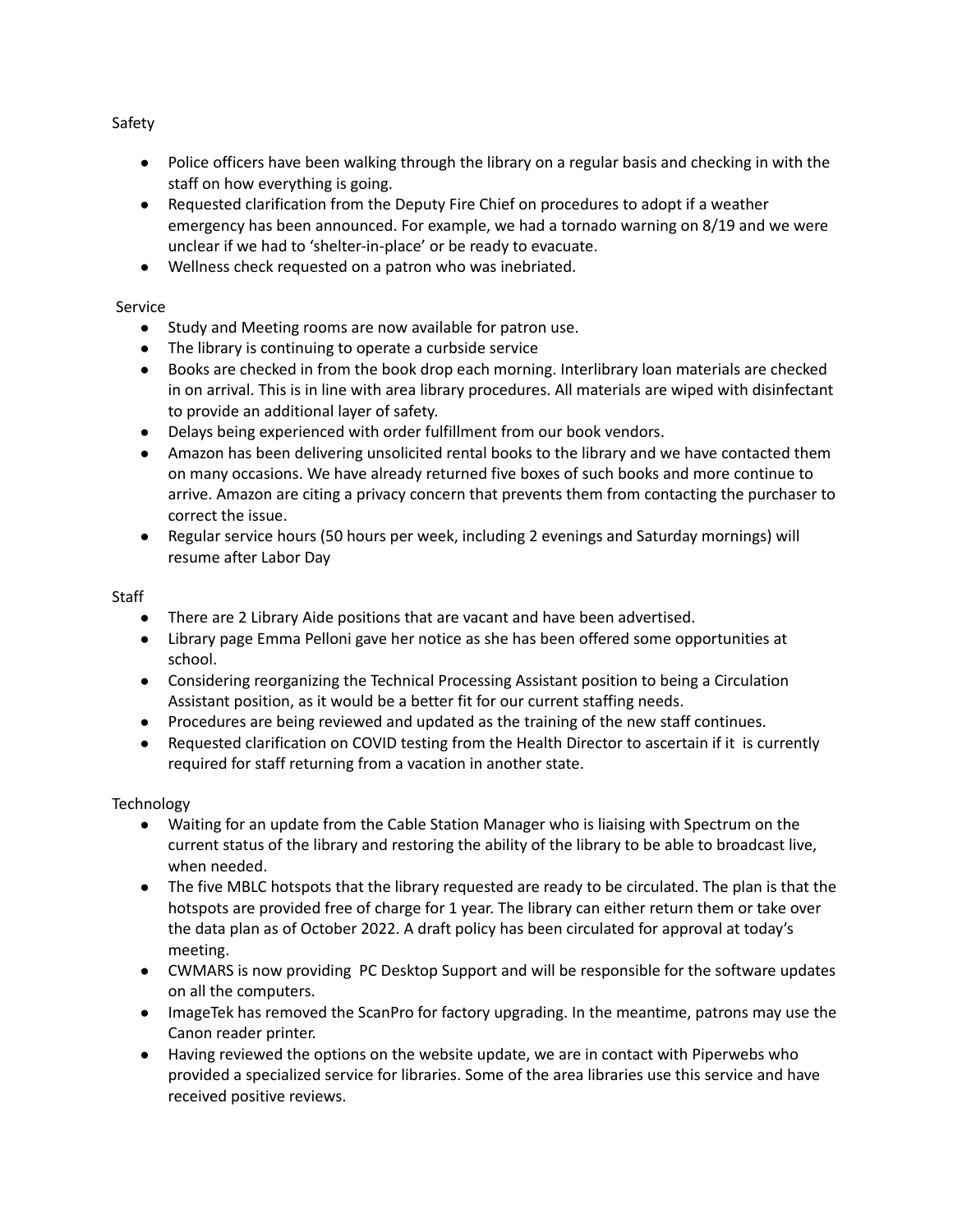Safety

- Police officers have been walking through the library on a regular basis and checking in with the staff on how everything is going.
- Requested clarification from the Deputy Fire Chief on procedures to adopt if a weather emergency has been announced. For example, we had a tornado warning on 8/19 and we were unclear if we had to 'shelter-in-place' or be ready to evacuate.
- Wellness check requested on a patron who was inebriated.

Service

- Study and Meeting rooms are now available for patron use.
- The library is continuing to operate a curbside service
- Books are checked in from the book drop each morning. Interlibrary loan materials are checked in on arrival. This is in line with area library procedures. All materials are wiped with disinfectant to provide an additional layer of safety.
- Delays being experienced with order fulfillment from our book vendors.
- Amazon has been delivering unsolicited rental books to the library and we have contacted them on many occasions. We have already returned five boxes of such books and more continue to arrive. Amazon are citing a privacy concern that prevents them from contacting the purchaser to correct the issue.
- Regular service hours (50 hours per week, including 2 evenings and Saturday mornings) will resume after Labor Day

Staff

- There are 2 Library Aide positions that are vacant and have been advertised.
- Library page Emma Pelloni gave her notice as she has been offered some opportunities at school.
- Considering reorganizing the Technical Processing Assistant position to being a Circulation Assistant position, as it would be a better fit for our current staffing needs.
- Procedures are being reviewed and updated as the training of the new staff continues.
- Requested clarification on COVID testing from the Health Director to ascertain if it is currently required for staff returning from a vacation in another state.

Technology

- Waiting for an update from the Cable Station Manager who is liaising with Spectrum on the current status of the library and restoring the ability of the library to be able to broadcast live, when needed.
- The five MBLC hotspots that the library requested are ready to be circulated. The plan is that the hotspots are provided free of charge for 1 year. The library can either return them or take over the data plan as of October 2022. A draft policy has been circulated for approval at today's meeting.
- CWMARS is now providing PC Desktop Support and will be responsible for the software updates on all the computers.
- ImageTek has removed the ScanPro for factory upgrading. In the meantime, patrons may use the Canon reader printer.
- Having reviewed the options on the website update, we are in contact with Piperwebs who provided a specialized service for libraries. Some of the area libraries use this service and have received positive reviews.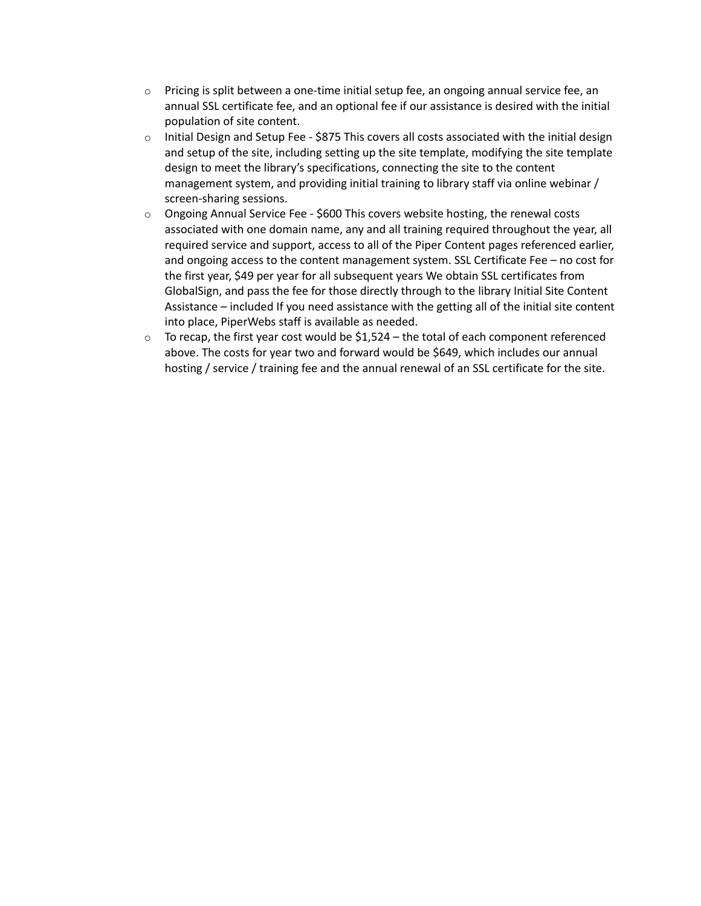- Pricing is split between a one-time initial setup fee, an ongoing annual service fee, an annual SSL certificate fee, and an optional fee if our assistance is desired with the initial population of site content.
- Initial Design and Setup Fee - $875 This covers all costs associated with the initial design and setup of the site, including setting up the site template, modifying the site template design to meet the library's specifications, connecting the site to the content management system, and providing initial training to library staff via online webinar / screen-sharing sessions.
- Ongoing Annual Service Fee - $600 This covers website hosting, the renewal costs associated with one domain name, any and all training required throughout the year, all required service and support, access to all of the Piper Content pages referenced earlier, and ongoing access to the content management system. SSL Certificate Fee – no cost for the first year, $49 per year for all subsequent years We obtain SSL certificates from GlobalSign, and pass the fee for those directly through to the library Initial Site Content Assistance – included If you need assistance with the getting all of the initial site content into place, PiperWebs staff is available as needed.
- To recap, the first year cost would be $1,524 – the total of each component referenced above. The costs for year two and forward would be $649, which includes our annual hosting / service / training fee and the annual renewal of an SSL certificate for the site.